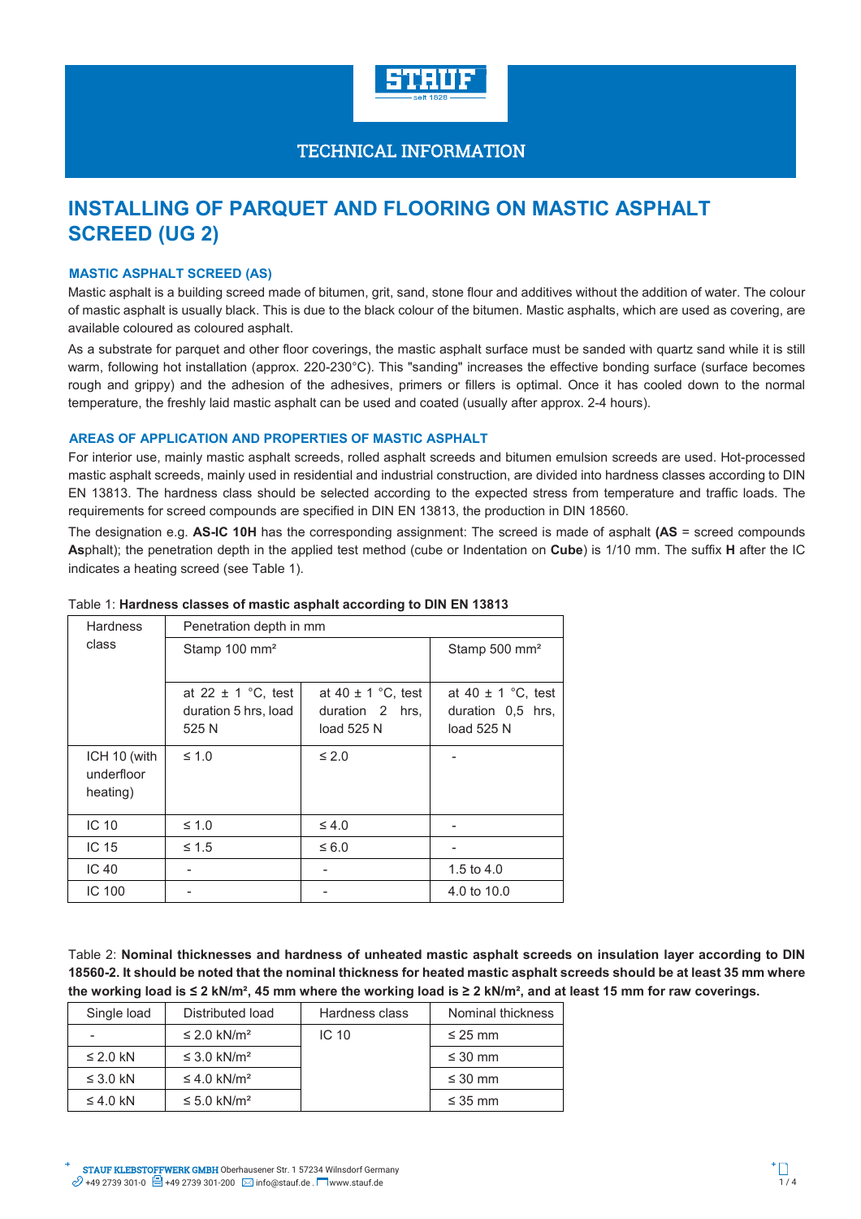TECHNICAL INFORMATION

# INSTALLING OF PARQUET AND FLOORING ON MASTIC ASPHALT SCREED (UG 2)

## MASTIC ASPHALT SCREED (AS)

Mastic asphalt is a building screed made of bitumen, grit, sand, stone flour and additives without the addition of water. The colour of mastic asphalt is usually black. This is due to the black colour of the bitumen. Mastic asphalts, which are used as covering, are available coloured as coloured asphalt.

As a substrate for parquet and other floor coverings, the mastic asphalt surface must be sanded with quartz sand while it is still warm, following hot installation (approx. 220-230°C). This "sanding" increases the effective bonding surface (surface becomes rough and grippy) and the adhesion of the adhesives, primers or fillers is optimal. Once it has cooled down to the normal temperature, the freshly laid mastic asphalt can be used and coated (usually after approx. 2-4 hours).

## AREAS OF APPLICATION AND PROPERTIES OF MASTIC ASPHALT

For interior use, mainly mastic asphalt screeds, rolled asphalt screeds and bitumen emulsion screeds are used. Hot-processed mastic asphalt screeds, mainly used in residential and industrial construction, are divided into hardness classes according to DIN EN 13813. The hardness class should be selected according to the expected stress from temperature and traffic loads. The requirements for screed compounds are specified in DIN EN 13813, the production in DIN 18560.

The designation e.g. **AS-IC 10H** has the corresponding assignment: The screed is made of asphalt **(AS** = screed compounds **As**phalt); the penetration depth in the applied test method (cube or Indentation on **Cube**) is 1/10 mm. The suffix **H** after the IC indicates a heating screed (see Table 1).

Table 1: **Hardness classes of mastic asphalt according to DIN EN 13813**

| Hardness class | Penetration depth in mm | | |
|---|---|---|---|
| | Stamp 100 mm² | | Stamp 500 mm² |
| | at 22 ± 1 °C, test duration 5 hrs, load 525 N | at 40 ± 1 °C, test duration 2 hrs, load 525 N | at 40 ± 1 °C, test duration 0,5 hrs, load 525 N |
| ICH 10 (with underfloor heating) | ≤ 1.0 | ≤ 2.0 | - |
| IC 10 | ≤ 1.0 | ≤ 4.0 | - |
| IC 15 | ≤ 1.5 | ≤ 6.0 | - |
| IC 40 | - | - | 1.5 to 4.0 |
| IC 100 | - | - | 4.0 to 10.0 |

Table 2: **Nominal thicknesses and hardness of unheated mastic asphalt screeds on insulation layer according to DIN 18560-2. It should be noted that the nominal thickness for heated mastic asphalt screeds should be at least 35 mm where the working load is ≤ 2 kN/m², 45 mm where the working load is ≥ 2 kN/m², and at least 15 mm for raw coverings.**

| Single load | Distributed load | Hardness class | Nominal thickness |
|---|---|---|---|
| - | ≤ 2.0 kN/m² | IC 10 | ≤ 25 mm |
| ≤ 2.0 kN | ≤ 3.0 kN/m² | | ≤ 30 mm |
| ≤ 3.0 kN | ≤ 4.0 kN/m² | | ≤ 30 mm |
| ≤ 4.0 kN | ≤ 5.0 kN/m² | | ≤ 35 mm |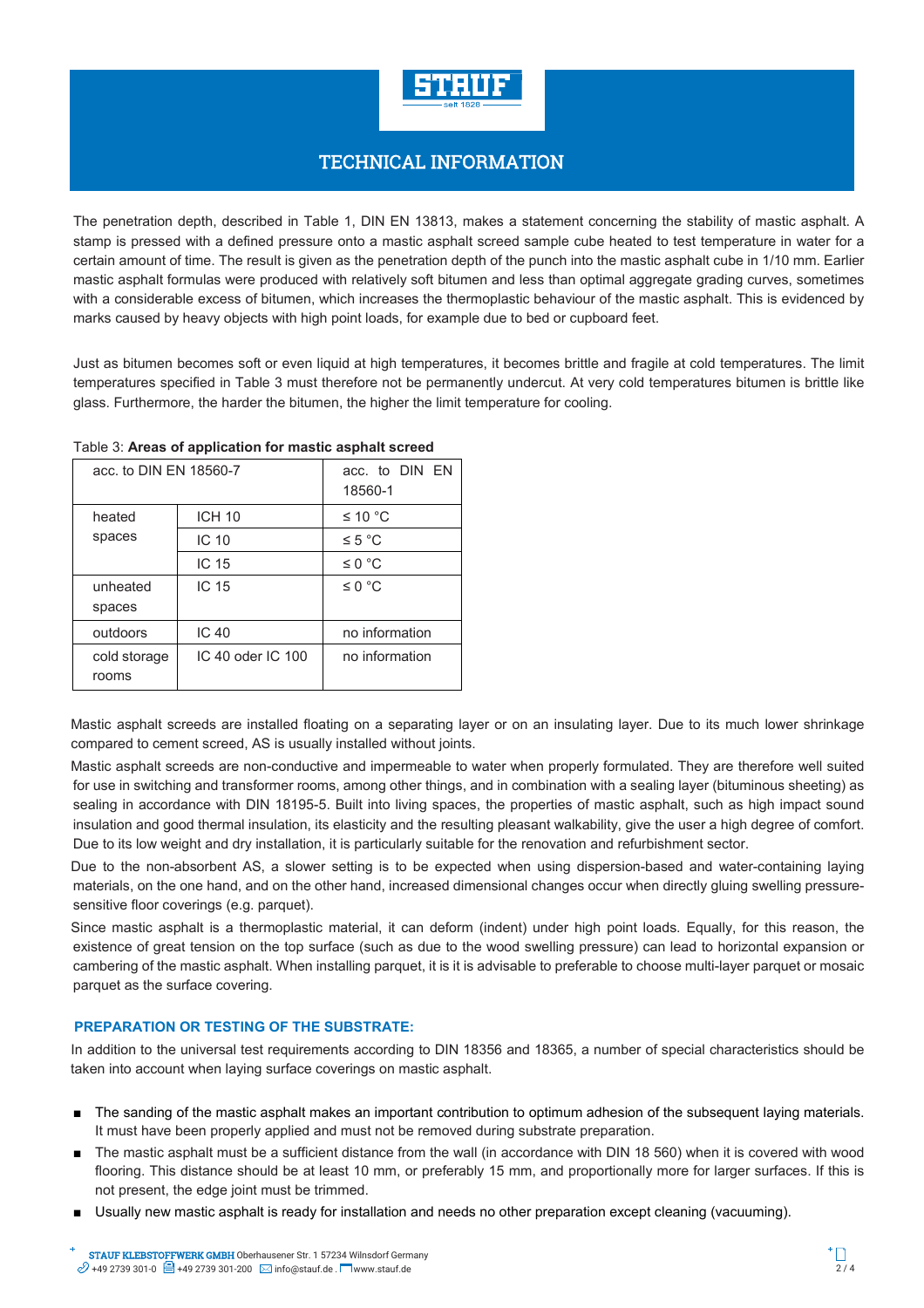The penetration depth, described in Table 1, DIN EN 13813, makes a statement concerning the stability of mastic asphalt. A stamp is pressed with a defined pressure onto a mastic asphalt screed sample cube heated to test temperature in water for a certain amount of time. The result is given as the penetration depth of the punch into the mastic asphalt cube in 1/10 mm. Earlier mastic asphalt formulas were produced with relatively soft bitumen and less than optimal aggregate grading curves, sometimes with a considerable excess of bitumen, which increases the thermoplastic behaviour of the mastic asphalt. This is evidenced by marks caused by heavy objects with high point loads, for example due to bed or cupboard feet.

Just as bitumen becomes soft or even liquid at high temperatures, it becomes brittle and fragile at cold temperatures. The limit temperatures specified in Table 3 must therefore not be permanently undercut. At very cold temperatures bitumen is brittle like glass. Furthermore, the harder the bitumen, the higher the limit temperature for cooling.

Table 3: **Areas of application for mastic asphalt screed**

| acc. to DIN EN 18560-7 | | acc. to DIN EN 18560-1 |
|---|---|---|
| heated spaces | ICH 10 | ≤ 10 °C |
| | IC 10 | ≤ 5 °C |
| | IC 15 | ≤ 0 °C |
| unheated spaces | IC 15 | ≤ 0 °C |
| outdoors | IC 40 | no information |
| cold storage rooms | IC 40 oder IC 100 | no information |

Mastic asphalt screeds are installed floating on a separating layer or on an insulating layer. Due to its much lower shrinkage compared to cement screed, AS is usually installed without joints.

Mastic asphalt screeds are non-conductive and impermeable to water when properly formulated. They are therefore well suited for use in switching and transformer rooms, among other things, and in combination with a sealing layer (bituminous sheeting) as sealing in accordance with DIN 18195-5. Built into living spaces, the properties of mastic asphalt, such as high impact sound insulation and good thermal insulation, its elasticity and the resulting pleasant walkability, give the user a high degree of comfort. Due to its low weight and dry installation, it is particularly suitable for the renovation and refurbishment sector.

Due to the non-absorbent AS, a slower setting is to be expected when using dispersion-based and water-containing laying materials, on the one hand, and on the other hand, increased dimensional changes occur when directly gluing swelling pressure-sensitive floor coverings (e.g. parquet).

Since mastic asphalt is a thermoplastic material, it can deform (indent) under high point loads. Equally, for this reason, the existence of great tension on the top surface (such as due to the wood swelling pressure) can lead to horizontal expansion or cambering of the mastic asphalt. When installing parquet, it is it is advisable to preferable to choose multi-layer parquet or mosaic parquet as the surface covering.

## PREPARATION OR TESTING OF THE SUBSTRATE:

In addition to the universal test requirements according to DIN 18356 and 18365, a number of special characteristics should be taken into account when laying surface coverings on mastic asphalt.

- The sanding of the mastic asphalt makes an important contribution to optimum adhesion of the subsequent laying materials. It must have been properly applied and must not be removed during substrate preparation.
- The mastic asphalt must be a sufficient distance from the wall (in accordance with DIN 18 560) when it is covered with wood flooring. This distance should be at least 10 mm, or preferably 15 mm, and proportionally more for larger surfaces. If this is not present, the edge joint must be trimmed.
- Usually new mastic asphalt is ready for installation and needs no other preparation except cleaning (vacuuming).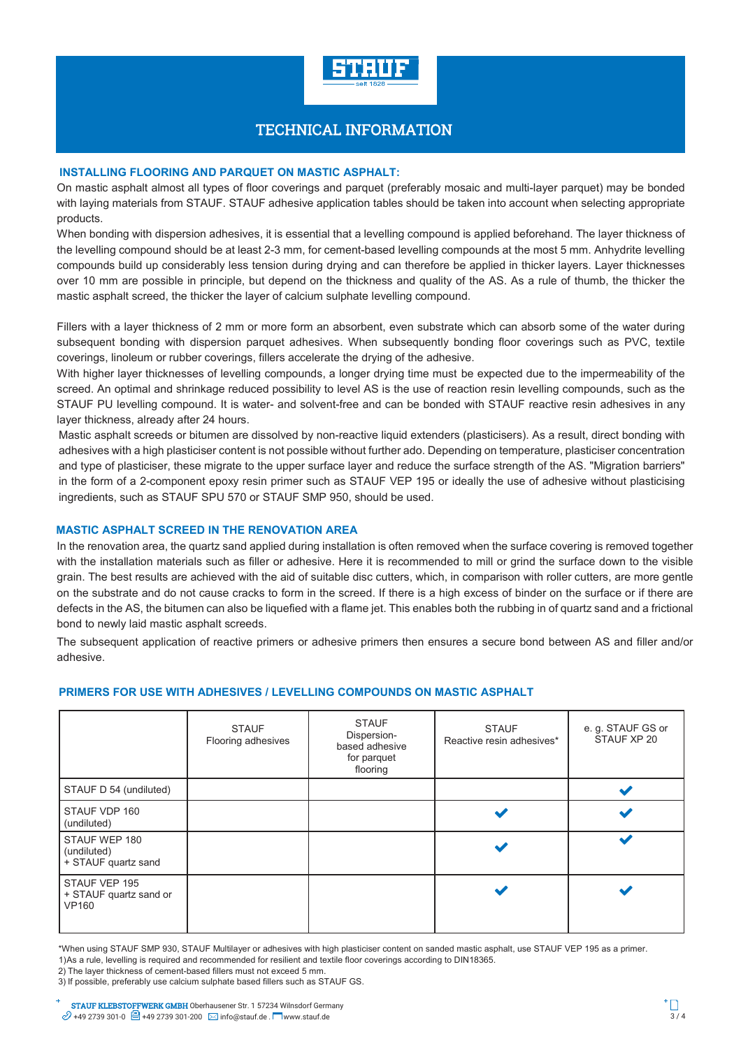# TECHNICAL INFORMATION

## INSTALLING FLOORING AND PARQUET ON MASTIC ASPHALT:

On mastic asphalt almost all types of floor coverings and parquet (preferably mosaic and multi-layer parquet) may be bonded with laying materials from STAUF. STAUF adhesive application tables should be taken into account when selecting appropriate products.

When bonding with dispersion adhesives, it is essential that a levelling compound is applied beforehand. The layer thickness of the levelling compound should be at least 2-3 mm, for cement-based levelling compounds at the most 5 mm. Anhydrite levelling compounds build up considerably less tension during drying and can therefore be applied in thicker layers. Layer thicknesses over 10 mm are possible in principle, but depend on the thickness and quality of the AS. As a rule of thumb, the thicker the mastic asphalt screed, the thicker the layer of calcium sulphate levelling compound.

Fillers with a layer thickness of 2 mm or more form an absorbent, even substrate which can absorb some of the water during subsequent bonding with dispersion parquet adhesives. When subsequently bonding floor coverings such as PVC, textile coverings, linoleum or rubber coverings, fillers accelerate the drying of the adhesive.

With higher layer thicknesses of levelling compounds, a longer drying time must be expected due to the impermeability of the screed. An optimal and shrinkage reduced possibility to level AS is the use of reaction resin levelling compounds, such as the STAUF PU levelling compound. It is water- and solvent-free and can be bonded with STAUF reactive resin adhesives in any layer thickness, already after 24 hours.

Mastic asphalt screeds or bitumen are dissolved by non-reactive liquid extenders (plasticisers). As a result, direct bonding with adhesives with a high plasticiser content is not possible without further ado. Depending on temperature, plasticiser concentration and type of plasticiser, these migrate to the upper surface layer and reduce the surface strength of the AS. "Migration barriers" in the form of a 2-component epoxy resin primer such as STAUF VEP 195 or ideally the use of adhesive without plasticising ingredients, such as STAUF SPU 570 or STAUF SMP 950, should be used.

## MASTIC ASPHALT SCREED IN THE RENOVATION AREA

In the renovation area, the quartz sand applied during installation is often removed when the surface covering is removed together with the installation materials such as filler or adhesive. Here it is recommended to mill or grind the surface down to the visible grain. The best results are achieved with the aid of suitable disc cutters, which, in comparison with roller cutters, are more gentle on the substrate and do not cause cracks to form in the screed. If there is a high excess of binder on the surface or if there are defects in the AS, the bitumen can also be liquefied with a flame jet. This enables both the rubbing in of quartz sand and a frictional bond to newly laid mastic asphalt screeds.

The subsequent application of reactive primers or adhesive primers then ensures a secure bond between AS and filler and/or adhesive.

## PRIMERS FOR USE WITH ADHESIVES / LEVELLING COMPOUNDS ON MASTIC ASPHALT

| | STAUF Flooring adhesives | STAUF Dispersion-based adhesive for parquet flooring | STAUF Reactive resin adhesives* | e. g. STAUF GS or STAUF XP 20 |
|---|---|---|---|---|
| STAUF D 54 (undiluted) | | | | ✔ |
| STAUF VDP 160 (undiluted) | | | ✔ | ✔ |
| STAUF WEP 180 (undiluted) + STAUF quartz sand | | | ✔ | ✔ |
| STAUF VEP 195 + STAUF quartz sand or VP160 | | | ✔ | ✔ |

*When using STAUF SMP 930, STAUF Multilayer or adhesives with high plasticiser content on sanded mastic asphalt, use STAUF VEP 195 as a primer.

1)As a rule, levelling is required and recommended for resilient and textile floor coverings according to DIN18365.

2) The layer thickness of cement-based fillers must not exceed 5 mm.

3) If possible, preferably use calcium sulphate based fillers such as STAUF GS.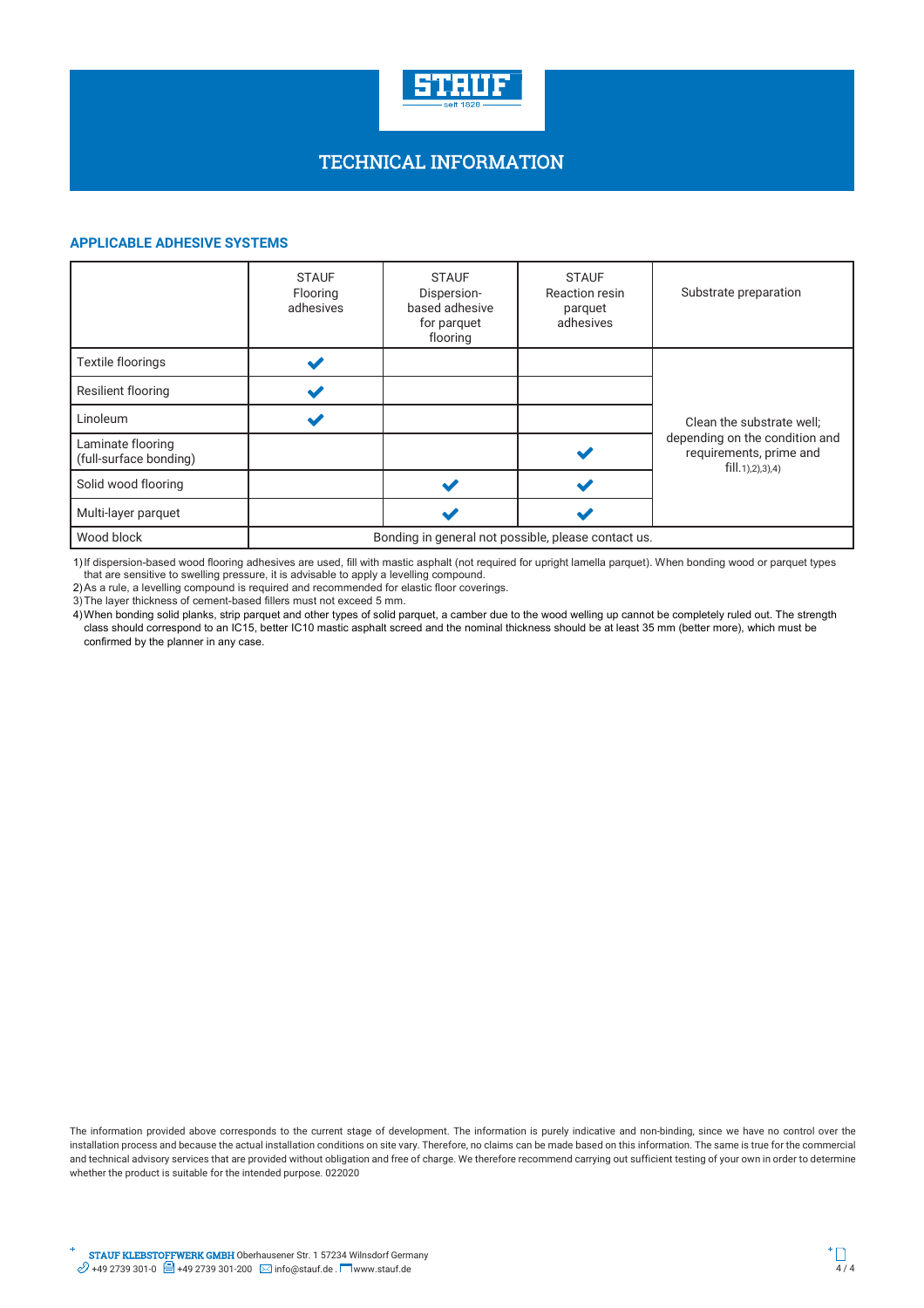TECHNICAL INFORMATION

## APPLICABLE ADHESIVE SYSTEMS

| | STAUF Flooring adhesives | STAUF Dispersion-based adhesive for parquet flooring | STAUF Reaction resin parquet adhesives | Substrate preparation |
|---|---|---|---|---|
| Textile floorings | ✔ | | | Clean the substrate well; depending on the condition and requirements, prime and fill.1),2),3),4) |
| Resilient flooring | ✔ | | | |
| Linoleum | ✔ | | | |
| Laminate flooring (full-surface bonding) | | | ✔ | |
| Solid wood flooring | | ✔ | ✔ | |
| Multi-layer parquet | | ✔ | ✔ | |
| Wood block | Bonding in general not possible, please contact us. | | | |

1) If dispersion-based wood flooring adhesives are used, fill with mastic asphalt (not required for upright lamella parquet). When bonding wood or parquet types that are sensitive to swelling pressure, it is advisable to apply a levelling compound.

2) As a rule, a levelling compound is required and recommended for elastic floor coverings.

3) The layer thickness of cement-based fillers must not exceed 5 mm.

4) When bonding solid planks, strip parquet and other types of solid parquet, a camber due to the wood welling up cannot be completely ruled out. The strength class should correspond to an IC15, better IC10 mastic asphalt screed and the nominal thickness should be at least 35 mm (better more), which must be confirmed by the planner in any case.

The information provided above corresponds to the current stage of development. The information is purely indicative and non-binding, since we have no control over the installation process and because the actual installation conditions on site vary. Therefore, no claims can be made based on this information. The same is true for the commercial and technical advisory services that are provided without obligation and free of charge. We therefore recommend carrying out sufficient testing of your own in order to determine whether the product is suitable for the intended purpose. 022020

STAUF KLEBSTOFFWERK GMBH Oberhausener Str. 1 57234 Wilnsdorf Germany
+49 2739 301-0 +49 2739 301-200 info@stauf.de . www.stauf.de